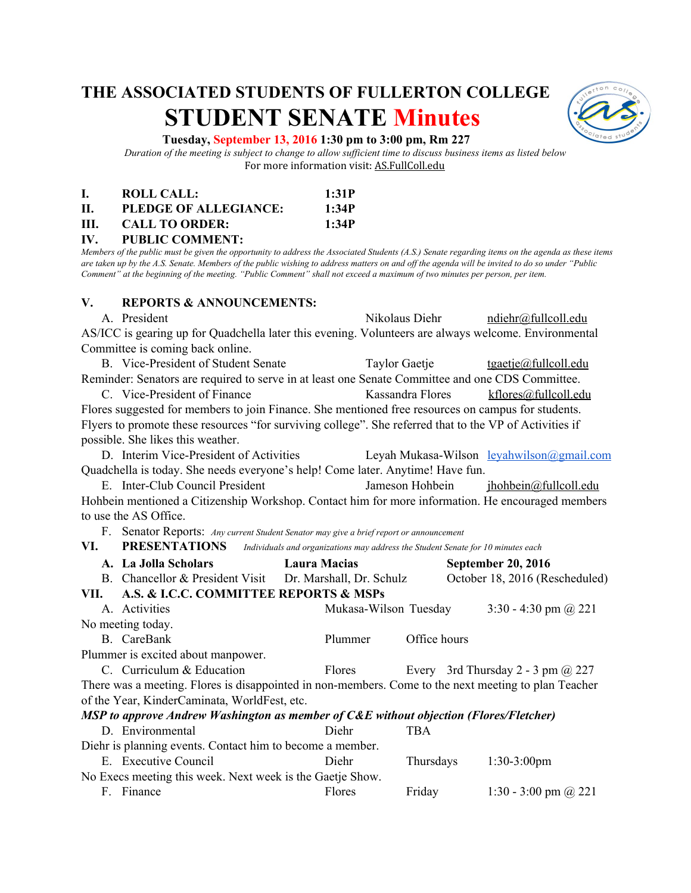# THE ASSOCIATED STUDENTS OF FULLERTON COLLEGE

## STUDENT SENATE Minutes

**Tuesday, September 13, 2016 1:30 pm to 3:00 pm, Rm 227**

*Duration of the meeting is subject to change to allow sufficient time to discuss business items as listed below*

For more information visit: AS.FullColl.edu

**I. ROLL CALL: 1:31P**

**II. PLEDGE OF ALLEGIANCE: 1:34P**

**III. CALL TO ORDER: 1:34P**

**IV. PUBLIC COMMENT:**

*Members of the public must be given the opportunity to address the Associated Students (A.S.) Senate regarding items on the agenda as these items are taken up by the A.S. Senate. Members of the public wishing to address matters on and off the agenda will be invited to do so under "Public Comment" at the beginning of the meeting. "Public Comment" shall not exceed a maximum of two minutes per person, per item.*

**V. REPORTS & ANNOUNCEMENTS:**

A. President — Nikolaus Diehr — ndiehr@fullcoll.edu

AS/ICC is gearing up for Quadchella later this evening. Volunteers are always welcome. Environmental Committee is coming back online.

B. Vice-President of Student Senate — Taylor Gaetje — tgaetje@fullcoll.edu

Reminder: Senators are required to serve in at least one Senate Committee and one CDS Committee.

C. Vice-President of Finance — Kassandra Flores — kflores@fullcoll.edu

Flores suggested for members to join Finance. She mentioned free resources on campus for students. Flyers to promote these resources "for surviving college". She referred that to the VP of Activities if possible. She likes this weather.

D. Interim Vice-President of Activities — Leyah Mukasa-Wilson — leyahwilson@gmail.com

Quadchella is today. She needs everyone's help! Come later. Anytime! Have fun.

E. Inter-Club Council President — Jameson Hohbein — jhohbein@fullcoll.edu

Hohbein mentioned a Citizenship Workshop. Contact him for more information. He encouraged members to use the AS Office.

F. Senator Reports: *Any current Student Senator may give a brief report or announcement*

**VI. PRESENTATIONS** *Individuals and organizations may address the Student Senate for 10 minutes each*

**A. La Jolla Scholars — Laura Macias — September 20, 2016**

B. Chancellor & President Visit — Dr. Marshall, Dr. Schulz — October 18, 2016 (Rescheduled)

**VII. A.S. & I.C.C. COMMITTEE REPORTS & MSPs**

A. Activities — Mukasa-Wilson — Tuesday — 3:30 - 4:30 pm @ 221

No meeting today.

B. CareBank — Plummer — Office hours

Plummer is excited about manpower.

C. Curriculum & Education — Flores — Every 3rd Thursday 2 - 3 pm @ 227

There was a meeting. Flores is disappointed in non-members. Come to the next meeting to plan Teacher of the Year, KinderCaminata, WorldFest, etc.

***MSP to approve Andrew Washington as member of C&E without objection (Flores/Fletcher)***

D. Environmental — Diehr — TBA

Diehr is planning events. Contact him to become a member.

E. Executive Council — Diehr — Thursdays — 1:30-3:00pm

No Execs meeting this week. Next week is the Gaetje Show.

F. Finance — Flores — Friday — 1:30 - 3:00 pm @ 221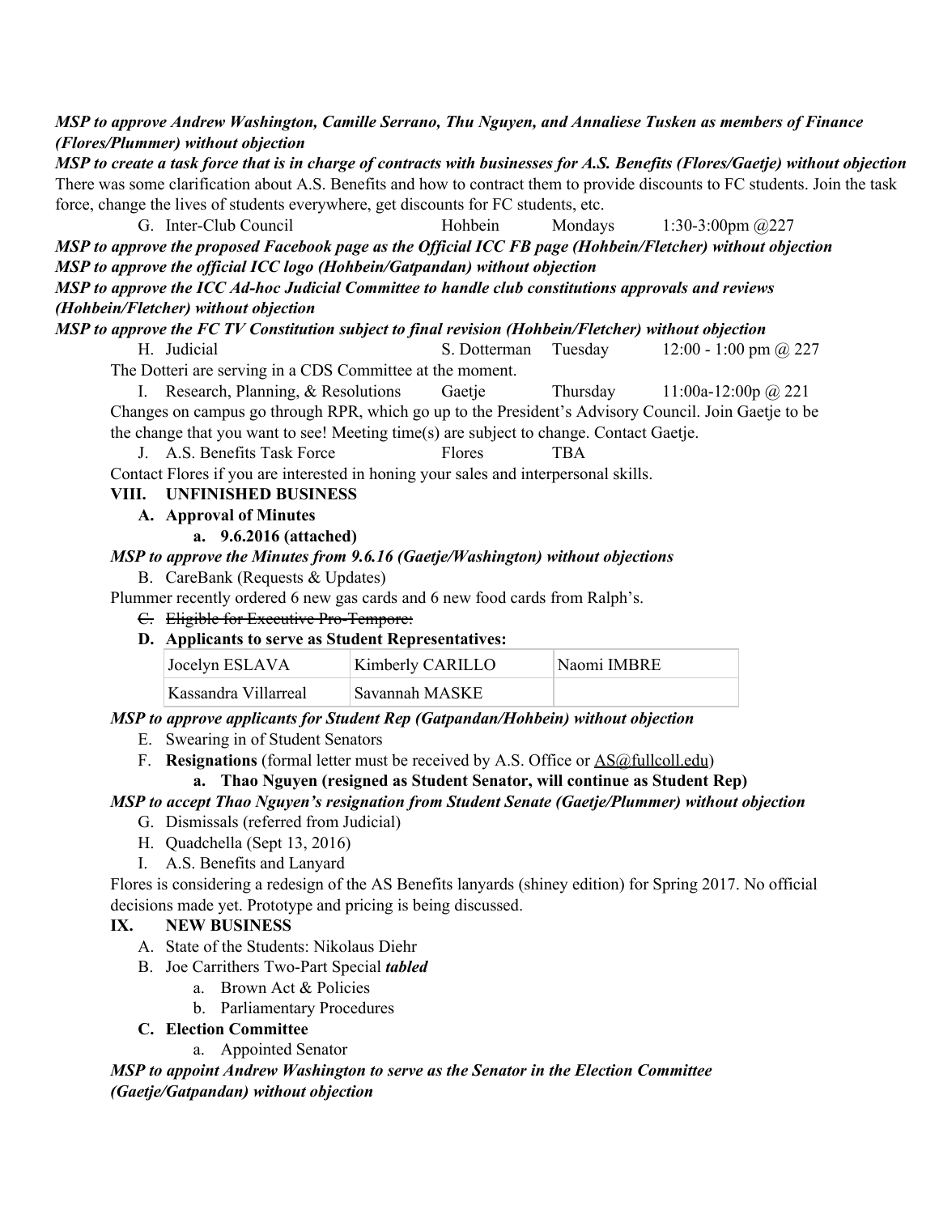***MSP to approve Andrew Washington, Camille Serrano, Thu Nguyen, and Annaliese Tusken as members of Finance (Flores/Plummer) without objection***

***MSP to create a task force that is in charge of contracts with businesses for A.S. Benefits (Flores/Gaetje) without objection***

There was some clarification about A.S. Benefits and how to contract them to provide discounts to FC students. Join the task force, change the lives of students everywhere, get discounts for FC students, etc.

G. Inter-Club Council		Hohbein		Mondays		1:30-3:00pm @227

***MSP to approve the proposed Facebook page as the Official ICC FB page (Hohbein/Fletcher) without objection***

***MSP to approve the official ICC logo (Hohbein/Gatpandan) without objection***

***MSP to approve the ICC Ad-hoc Judicial Committee to handle club constitutions approvals and reviews (Hohbein/Fletcher) without objection***

***MSP to approve the FC TV Constitution subject to final revision (Hohbein/Fletcher) without objection***

H. Judicial		S. Dotterman		Tuesday		12:00 - 1:00 pm @ 227

The Dotteri are serving in a CDS Committee at the moment.

I. Research, Planning, & Resolutions		Gaetje		Thursday		11:00a-12:00p @ 221

Changes on campus go through RPR, which go up to the President's Advisory Council. Join Gaetje to be the change that you want to see! Meeting time(s) are subject to change. Contact Gaetje.

J. A.S. Benefits Task Force		Flores		TBA

Contact Flores if you are interested in honing your sales and interpersonal skills.

## VIII. UNFINISHED BUSINESS

**A. Approval of Minutes**

**a. 9.6.2016 (attached)**

***MSP to approve the Minutes from 9.6.16 (Gaetje/Washington) without objections***

B. CareBank (Requests & Updates)

Plummer recently ordered 6 new gas cards and 6 new food cards from Ralph's.

~~C. Eligible for Executive Pro-Tempore:~~

**D. Applicants to serve as Student Representatives:**

| Jocelyn ESLAVA | Kimberly CARILLO | Naomi IMBRE |
|---|---|---|
| Kassandra Villarreal | Savannah MASKE | |

***MSP to approve applicants for Student Rep (Gatpandan/Hohbein) without objection***

E. Swearing in of Student Senators

F. **Resignations** (formal letter must be received by A.S. Office or AS@fullcoll.edu)

**a. Thao Nguyen (resigned as Student Senator, will continue as Student Rep)**

***MSP to accept Thao Nguyen's resignation from Student Senate (Gaetje/Plummer) without objection***

G. Dismissals (referred from Judicial)

H. Quadchella (Sept 13, 2016)

I. A.S. Benefits and Lanyard

Flores is considering a redesign of the AS Benefits lanyards (shiney edition) for Spring 2017. No official decisions made yet. Prototype and pricing is being discussed.

## IX. NEW BUSINESS

A. State of the Students: Nikolaus Diehr

B. Joe Carrithers Two-Part Special ***tabled***

a. Brown Act & Policies

b. Parliamentary Procedures

**C. Election Committee**

a. Appointed Senator

***MSP to appoint Andrew Washington to serve as the Senator in the Election Committee (Gaetje/Gatpandan) without objection***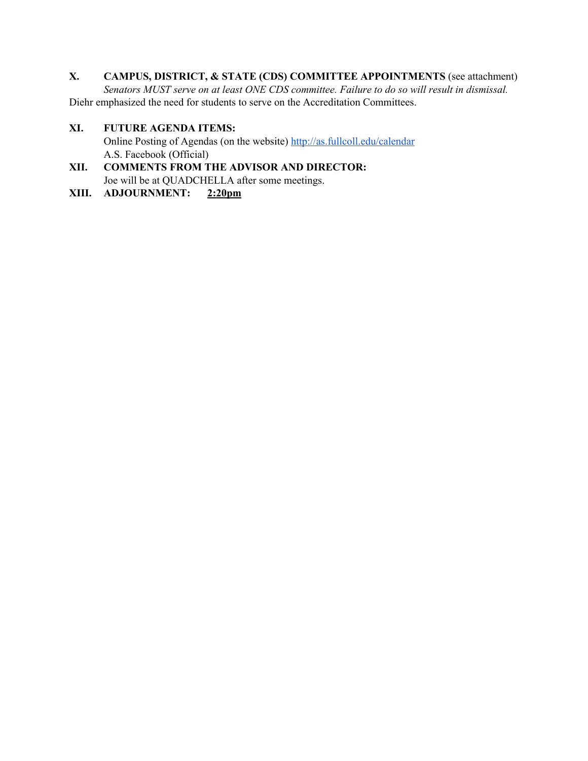**X. CAMPUS, DISTRICT, & STATE (CDS) COMMITTEE APPOINTMENTS** (see attachment)

*Senators MUST serve on at least ONE CDS committee. Failure to do so will result in dismissal.*

Diehr emphasized the need for students to serve on the Accreditation Committees.

**XI. FUTURE AGENDA ITEMS:**

Online Posting of Agendas (on the website) http://as.fullcoll.edu/calendar

A.S. Facebook (Official)

**XII. COMMENTS FROM THE ADVISOR AND DIRECTOR:**

Joe will be at QUADCHELLA after some meetings.

**XIII. ADJOURNMENT:** **2:20pm**